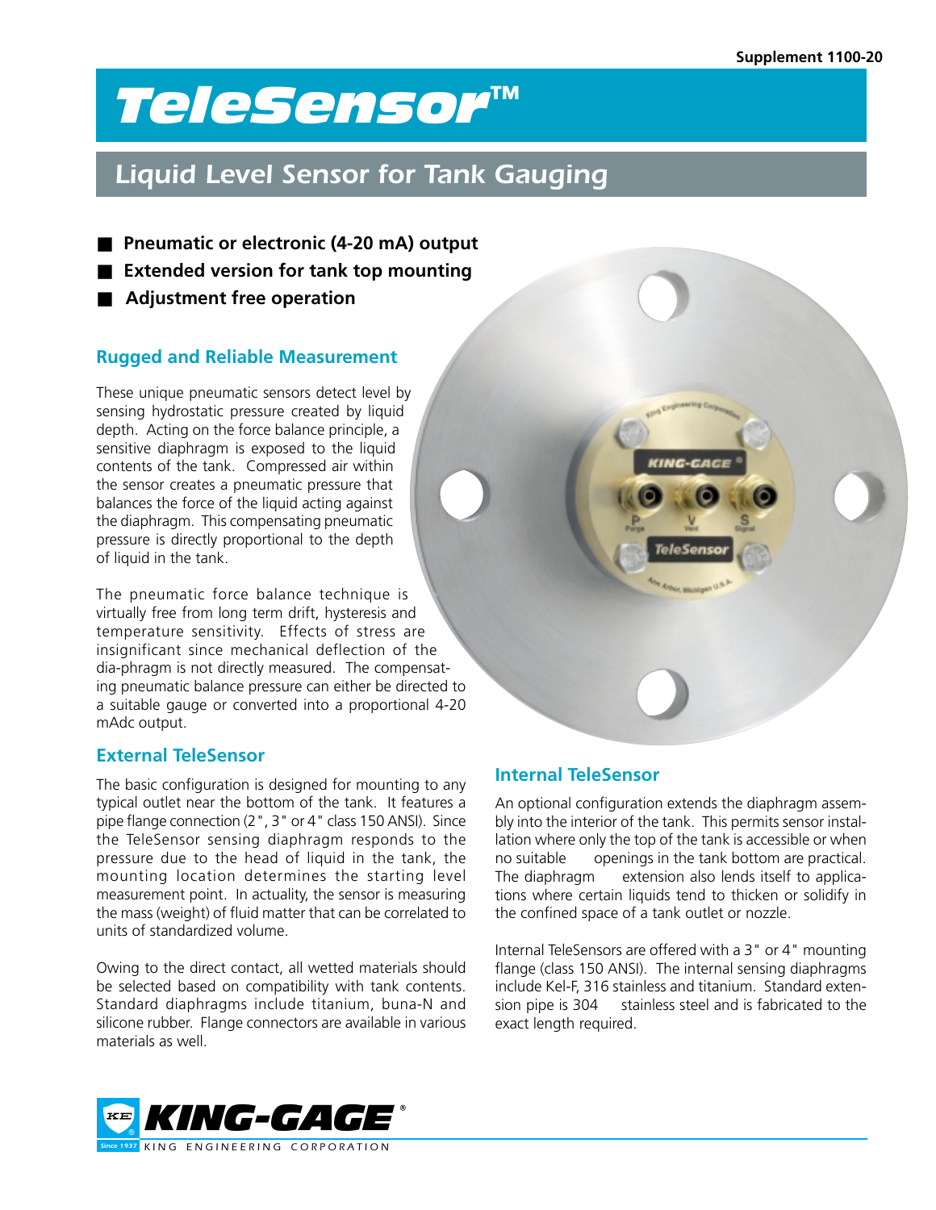Supplement 1100-20

# TeleSensor™

## Liquid Level Sensor for Tank Gauging

- **Pneumatic or electronic (4-20 mA) output**
- **Extended version for tank top mounting**
- **Adjustment free operation**

### Rugged and Reliable Measurement

These unique pneumatic sensors detect level by sensing hydrostatic pressure created by liquid depth. Acting on the force balance principle, a sensitive diaphragm is exposed to the liquid contents of the tank. Compressed air within the sensor creates a pneumatic pressure that balances the force of the liquid acting against the diaphragm. This compensating pneumatic pressure is directly proportional to the depth of liquid in the tank.

The pneumatic force balance technique is virtually free from long term drift, hysteresis and temperature sensitivity. Effects of stress are insignificant since mechanical deflection of the dia-phragm is not directly measured. The compensating pneumatic balance pressure can either be directed to a suitable gauge or converted into a proportional 4-20 mAdc output.

### External TeleSensor

The basic configuration is designed for mounting to any typical outlet near the bottom of the tank. It features a pipe flange connection (2", 3" or 4" class 150 ANSI). Since the TeleSensor sensing diaphragm responds to the pressure due to the head of liquid in the tank, the mounting location determines the starting level measurement point. In actuality, the sensor is measuring the mass (weight) of fluid matter that can be correlated to units of standardized volume.

Owing to the direct contact, all wetted materials should be selected based on compatibility with tank contents. Standard diaphragms include titanium, buna-N and silicone rubber. Flange connectors are available in various materials as well.

### Internal TeleSensor

An optional configuration extends the diaphragm assembly into the interior of the tank. This permits sensor installation where only the top of the tank is accessible or when no suitable openings in the tank bottom are practical. The diaphragm extension also lends itself to applications where certain liquids tend to thicken or solidify in the confined space of a tank outlet or nozzle.

Internal TeleSensors are offered with a 3" or 4" mounting flange (class 150 ANSI). The internal sensing diaphragms include Kel-F, 316 stainless and titanium. Standard extension pipe is 304 stainless steel and is fabricated to the exact length required.

KING-GAGE® KING ENGINEERING CORPORATION Since 1937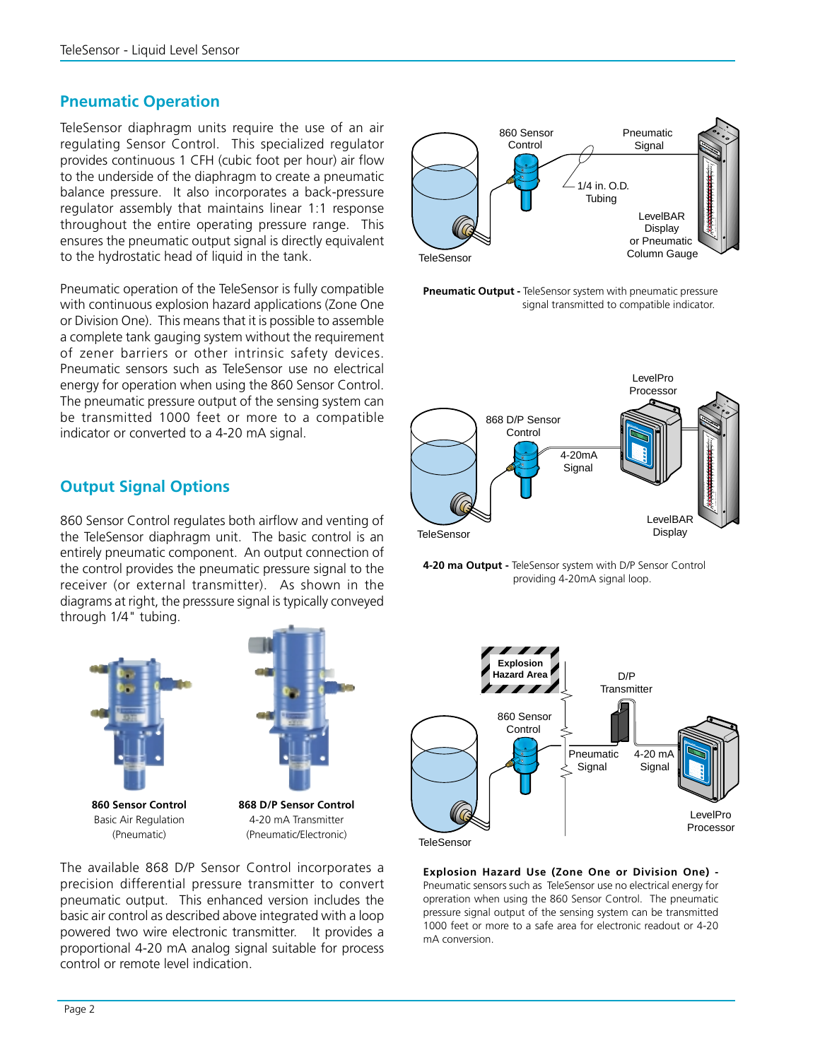## Pneumatic Operation

TeleSensor diaphragm units require the use of an air regulating Sensor Control. This specialized regulator provides continuous 1 CFH (cubic foot per hour) air flow to the underside of the diaphragm to create a pneumatic balance pressure. It also incorporates a back-pressure regulator assembly that maintains linear 1:1 response throughout the entire operating pressure range. This ensures the pneumatic output signal is directly equivalent to the hydrostatic head of liquid in the tank.

Pneumatic operation of the TeleSensor is fully compatible with continuous explosion hazard applications (Zone One or Division One). This means that it is possible to assemble a complete tank gauging system without the requirement of zener barriers or other intrinsic safety devices. Pneumatic sensors such as TeleSensor use no electrical energy for operation when using the 860 Sensor Control. The pneumatic pressure output of the sensing system can be transmitted 1000 feet or more to a compatible indicator or converted to a 4-20 mA signal.

## Output Signal Options

860 Sensor Control regulates both airflow and venting of the TeleSensor diaphragm unit. The basic control is an entirely pneumatic component. An output connection of the control provides the pneumatic pressure signal to the receiver (or external transmitter). As shown in the diagrams at right, the presssure signal is typically conveyed through 1/4" tubing.

**860 Sensor Control**
Basic Air Regulation
(Pneumatic)

**868 D/P Sensor Control**
4-20 mA Transmitter
(Pneumatic/Electronic)

The available 868 D/P Sensor Control incorporates a precision differential pressure transmitter to convert pneumatic output. This enhanced version includes the basic air control as described above integrated with a loop powered two wire electronic transmitter. It provides a proportional 4-20 mA analog signal suitable for process control or remote level indication.

**Pneumatic Output -** TeleSensor system with pneumatic pressure signal transmitted to compatible indicator.

**4-20 ma Output -** TeleSensor system with D/P Sensor Control providing 4-20mA signal loop.

**Explosion Hazard Use (Zone One or Division One) -** Pneumatic sensors such as TeleSensor use no electrical energy for opreration when using the 860 Sensor Control. The pneumatic pressure signal output of the sensing system can be transmitted 1000 feet or more to a safe area for electronic readout or 4-20 mA conversion.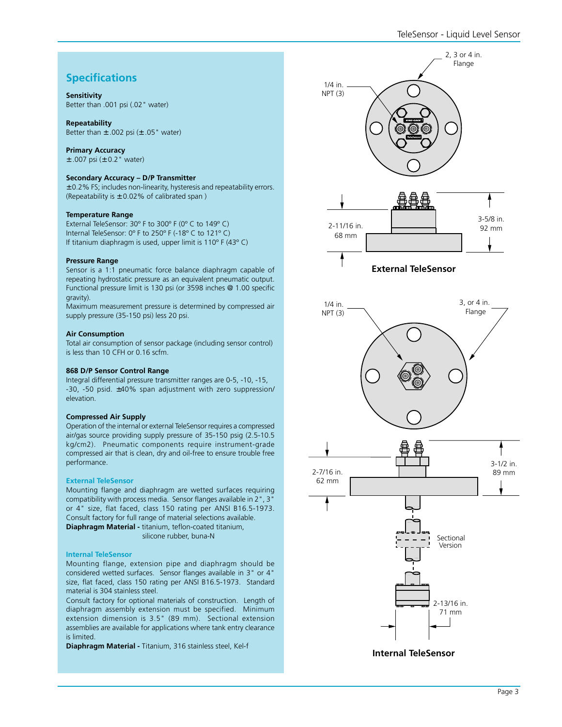## Specifications

**Sensitivity**
Better than .001 psi (.02" water)

**Repeatability**
Better than ±.002 psi (±.05" water)

**Primary Accuracy**
±.007 psi (±0.2" water)

**Secondary Accuracy – D/P Transmitter**
±0.2% FS; includes non-linearity, hysteresis and repeatability errors. (Repeatability is ±0.02% of calibrated span )

**Temperature Range**
External TeleSensor: 30° F to 300° F (0° C to 149° C)
Internal TeleSensor: 0° F to 250° F (-18° C to 121° C)
If titanium diaphragm is used, upper limit is 110° F (43° C)

**Pressure Range**
Sensor is a 1:1 pneumatic force balance diaphragm capable of repeating hydrostatic pressure as an equivalent pneumatic output. Functional pressure limit is 130 psi (or 3598 inches @ 1.00 specific gravity).
Maximum measurement pressure is determined by compressed air supply pressure (35-150 psi) less 20 psi.

**Air Consumption**
Total air consumption of sensor package (including sensor control) is less than 10 CFH or 0.16 scfm.

**868 D/P Sensor Control Range**
Integral differential pressure transmitter ranges are 0-5, -10, -15, -30, -50 psid. ±40% span adjustment with zero suppression/ elevation.

**Compressed Air Supply**
Operation of the internal or external TeleSensor requires a compressed air/gas source providing supply pressure of 35-150 psig (2.5-10.5 kg/cm2). Pneumatic components require instrument-grade compressed air that is clean, dry and oil-free to ensure trouble free performance.

### External TeleSensor

Mounting flange and diaphragm are wetted surfaces requiring compatibility with process media. Sensor flanges available in 2", 3" or 4" size, flat faced, class 150 rating per ANSI B16.5-1973. Consult factory for full range of material selections available.
**Diaphragm Material -** titanium, teflon-coated titanium, silicone rubber, buna-N

### Internal TeleSensor

Mounting flange, extension pipe and diaphragm should be considered wetted surfaces. Sensor flanges available in 3" or 4" size, flat faced, class 150 rating per ANSI B16.5-1973. Standard material is 304 stainless steel.
Consult factory for optional materials of construction. Length of diaphragm assembly extension must be specified. Minimum extension dimension is 3.5" (89 mm). Sectional extension assemblies are available for applications where tank entry clearance is limited.
**Diaphragm Material -** Titanium, 316 stainless steel, Kel-f

2, 3 or 4 in. Flange
1/4 in. NPT (3)
2-11/16 in. 68 mm
3-5/8 in. 92 mm

**External TeleSensor**

1/4 in. NPT (3)
3, or 4 in. Flange
2-7/16 in. 62 mm
3-1/2 in. 89 mm
Sectional Version
2-13/16 in. 71 mm

**Internal TeleSensor**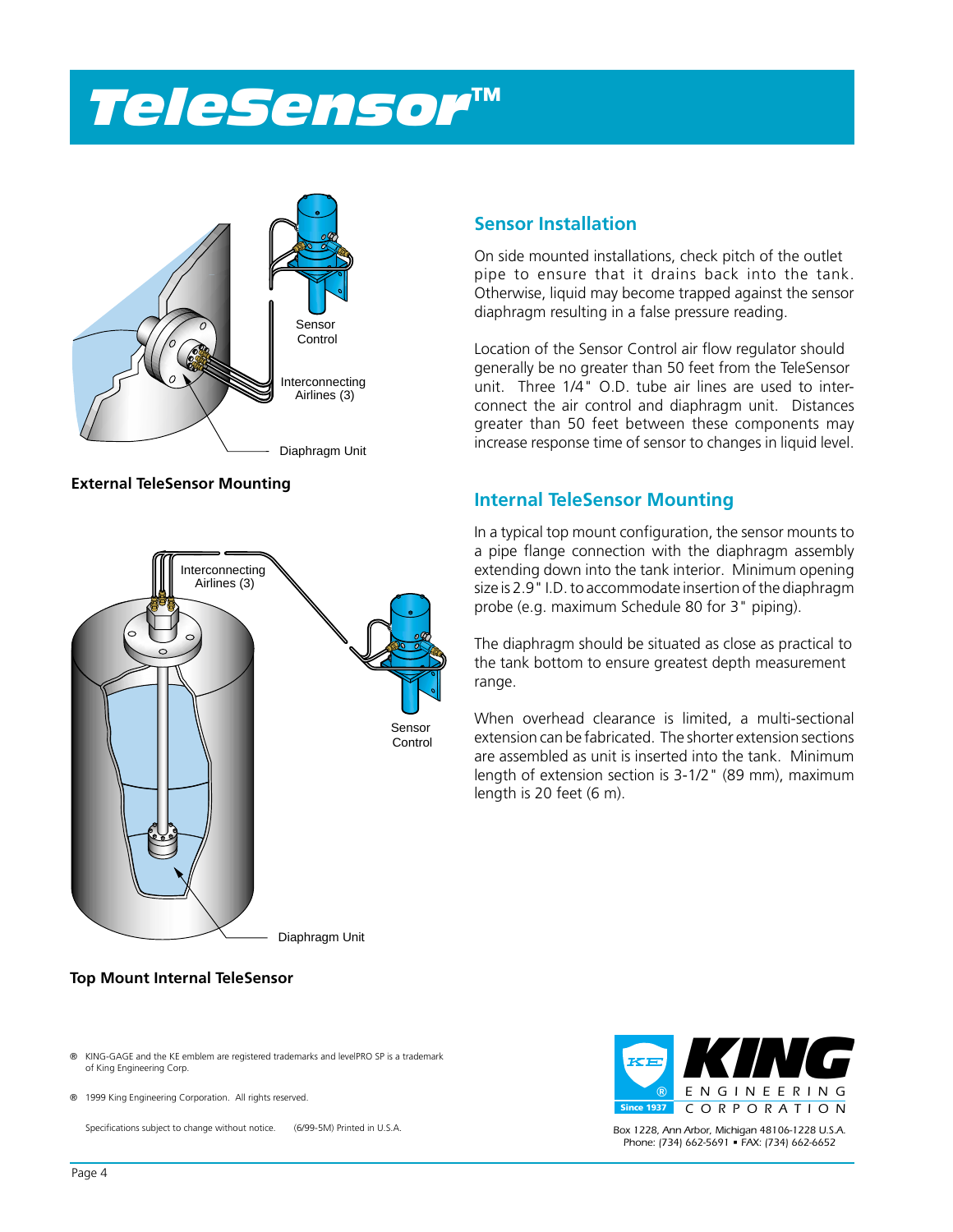# TeleSensor™

Sensor Control

Interconnecting Airlines (3)

Diaphragm Unit

**External TeleSensor Mounting**

Interconnecting Airlines (3)

Sensor Control

Diaphragm Unit

**Top Mount Internal TeleSensor**

## Sensor Installation

On side mounted installations, check pitch of the outlet pipe to ensure that it drains back into the tank. Otherwise, liquid may become trapped against the sensor diaphragm resulting in a false pressure reading.

Location of the Sensor Control air flow regulator should generally be no greater than 50 feet from the TeleSensor unit. Three 1/4" O.D. tube air lines are used to interconnect the air control and diaphragm unit. Distances greater than 50 feet between these components may increase response time of sensor to changes in liquid level.

## Internal TeleSensor Mounting

In a typical top mount configuration, the sensor mounts to a pipe flange connection with the diaphragm assembly extending down into the tank interior. Minimum opening size is 2.9" I.D. to accommodate insertion of the diaphragm probe (e.g. maximum Schedule 80 for 3" piping).

The diaphragm should be situated as close as practical to the tank bottom to ensure greatest depth measurement range.

When overhead clearance is limited, a multi-sectional extension can be fabricated. The shorter extension sections are assembled as unit is inserted into the tank. Minimum length of extension section is 3-1/2" (89 mm), maximum length is 20 feet (6 m).

® KING-GAGE and the KE emblem are registered trademarks and levelPRO SP is a trademark of King Engineering Corp.

® 1999 King Engineering Corporation. All rights reserved.

Specifications subject to change without notice. (6/99-5M) Printed in U.S.A.

KE ® Since 1937 KING ENGINEERING CORPORATION

Box 1228, Ann Arbor, Michigan 48106-1228 U.S.A.
Phone: (734) 662-5691 • FAX: (734) 662-6652